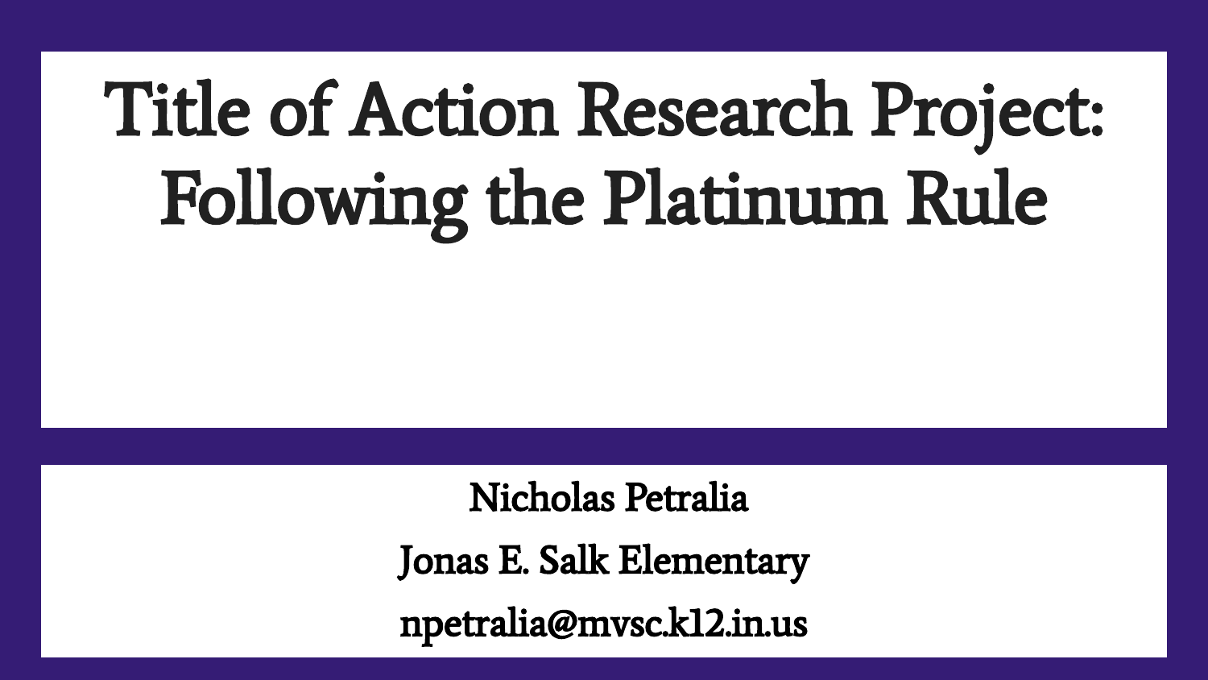# Title of Action Research Project: Following the Platinum Rule

Nicholas Petralia

Jonas E. Salk Elementary

npetralia@mvsc.k12.in.us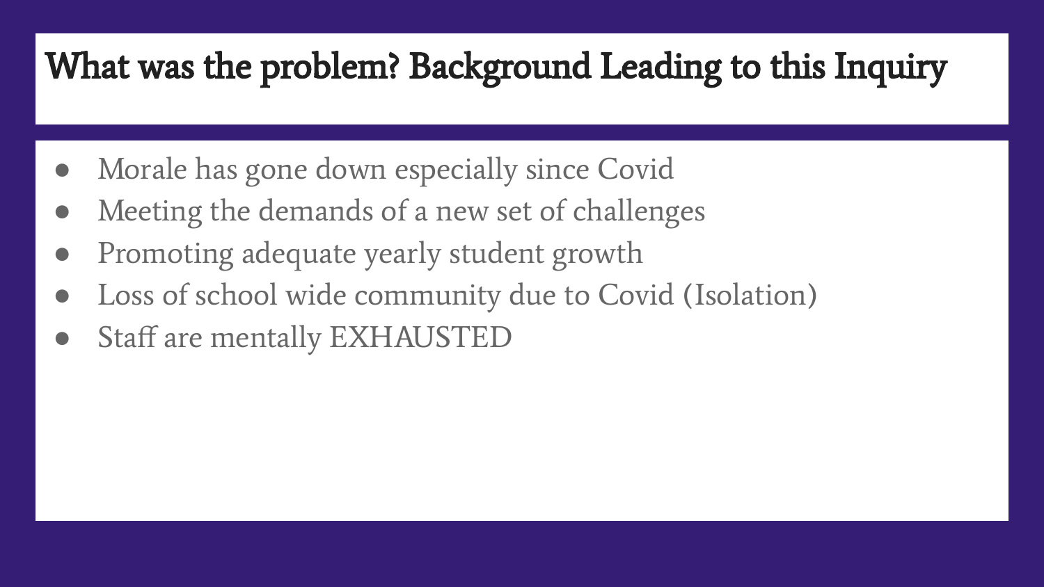# What was the problem? Background Leading to this Inquiry

- Morale has gone down especially since Covid
- Meeting the demands of a new set of challenges
- Promoting adequate yearly student growth
- Loss of school wide community due to Covid (Isolation)
- Staff are mentally EXHAUSTED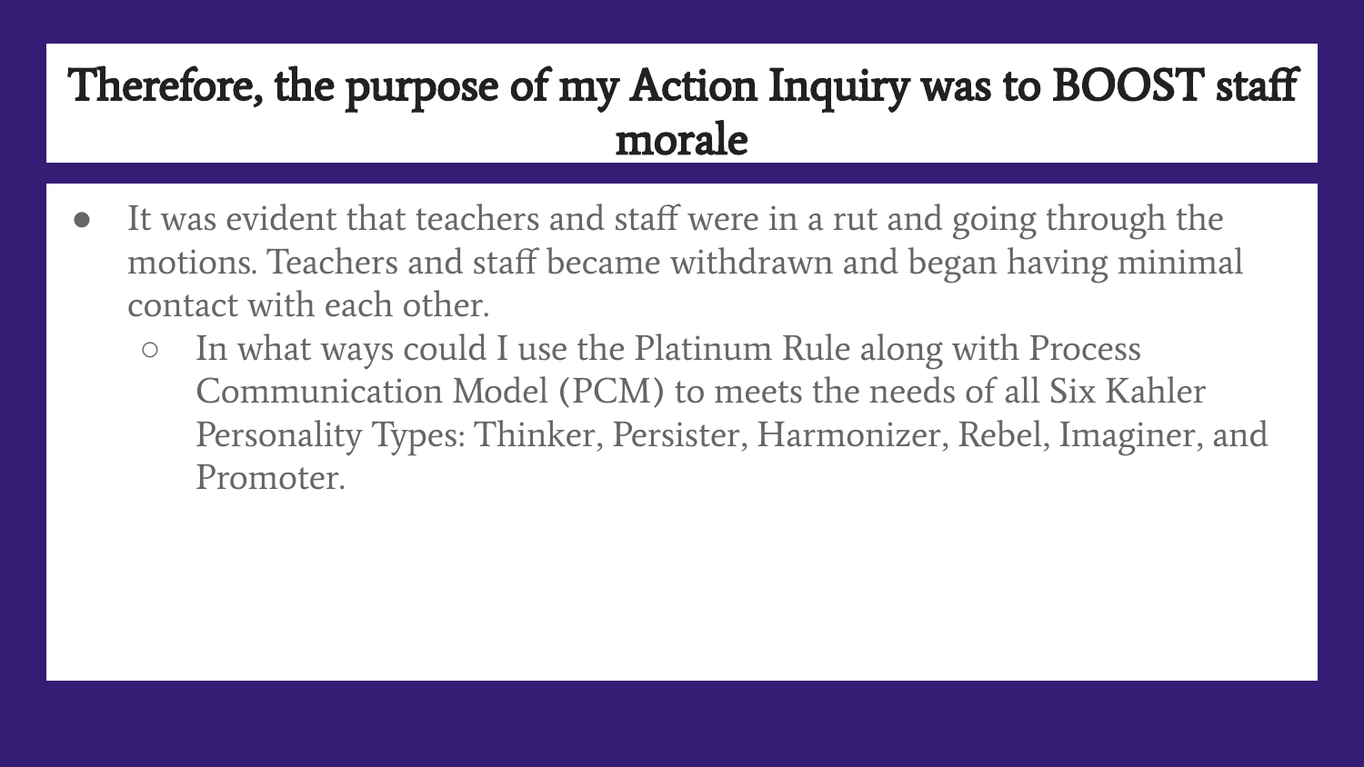# Therefore, the purpose of my Action Inquiry was to BOOST staff morale

- It was evident that teachers and staff were in a rut and going through the motions. Teachers and staff became withdrawn and began having minimal contact with each other.
  - In what ways could I use the Platinum Rule along with Process Communication Model (PCM) to meets the needs of all Six Kahler Personality Types: Thinker, Persister, Harmonizer, Rebel, Imaginer, and Promoter.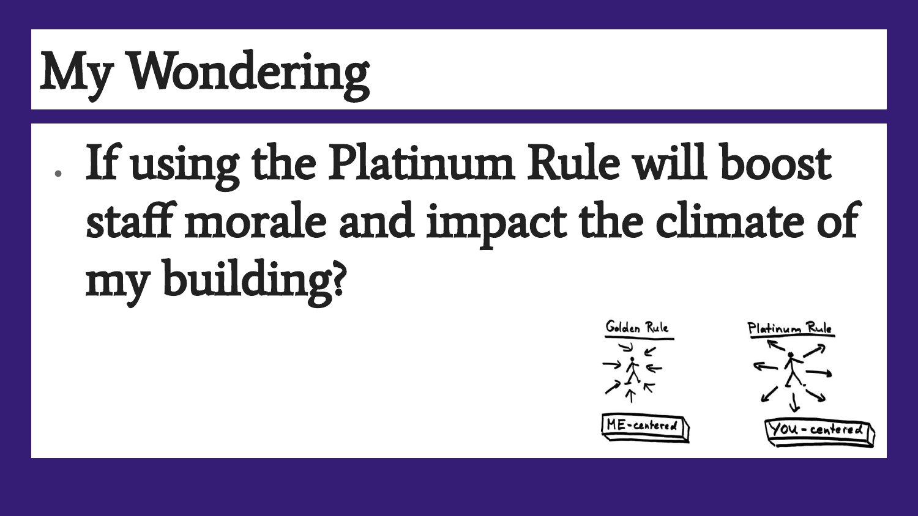# My Wondering

- If using the Platinum Rule will boost staff morale and impact the climate of my building?

Golden Rule

ME-centered

Platinum Rule

YOU-centered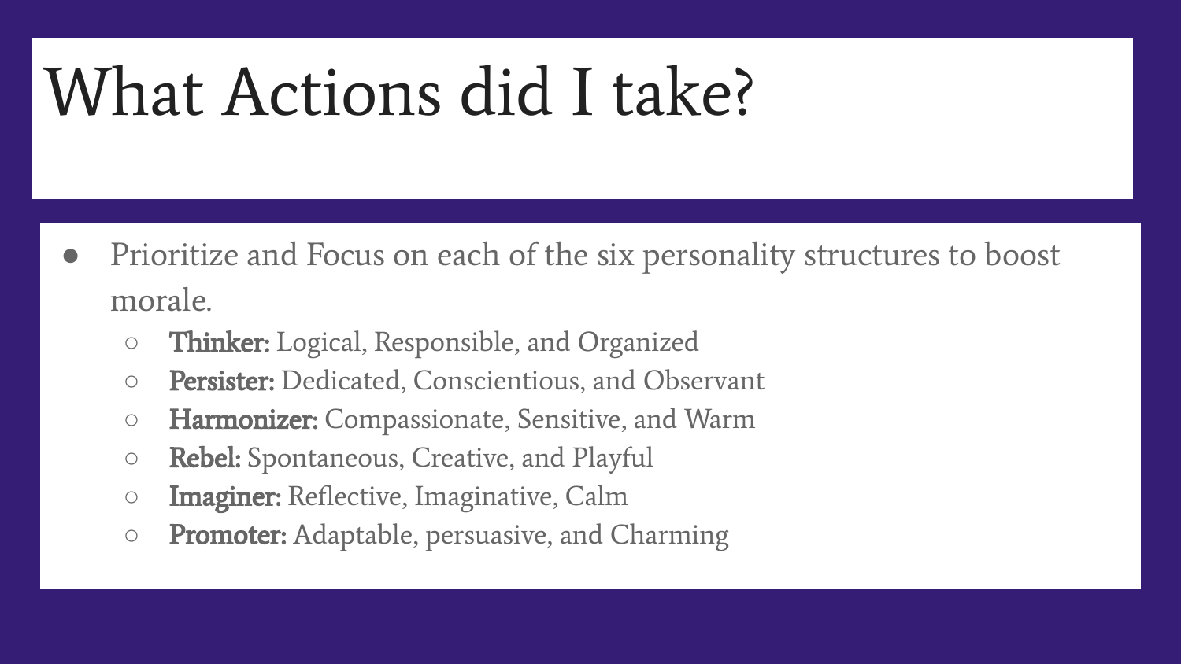# What Actions did I take?

- Prioritize and Focus on each of the six personality structures to boost morale.
  - **Thinker:** Logical, Responsible, and Organized
  - **Persister:** Dedicated, Conscientious, and Observant
  - **Harmonizer:** Compassionate, Sensitive, and Warm
  - **Rebel:** Spontaneous, Creative, and Playful
  - **Imaginer:** Reflective, Imaginative, Calm
  - **Promoter:** Adaptable, persuasive, and Charming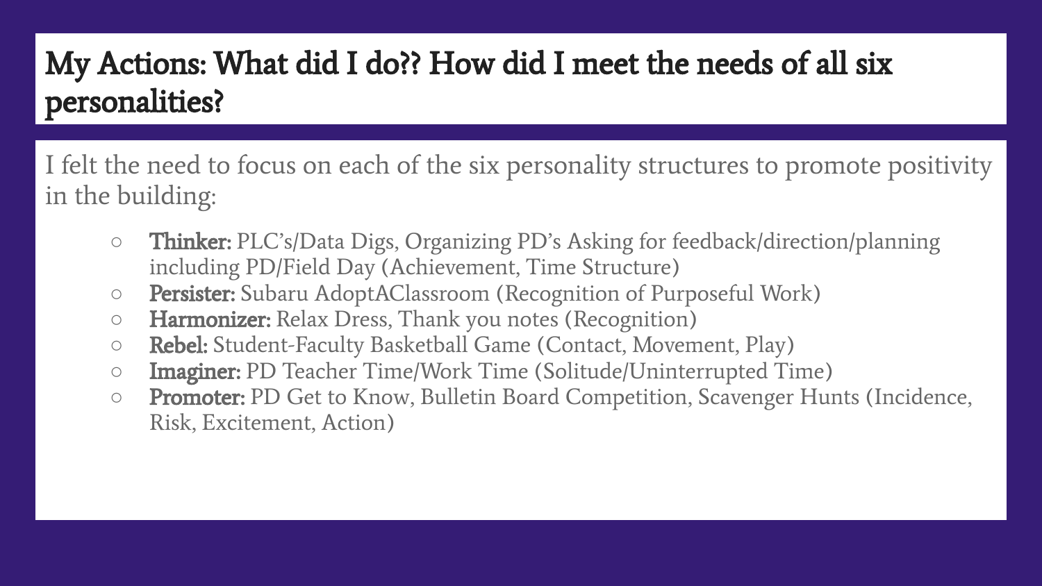# My Actions: What did I do?? How did I meet the needs of all six personalities?

I felt the need to focus on each of the six personality structures to promote positivity in the building:

- **Thinker:** PLC's/Data Digs, Organizing PD's Asking for feedback/direction/planning including PD/Field Day (Achievement, Time Structure)
- **Persister:** Subaru AdoptAClassroom (Recognition of Purposeful Work)
- **Harmonizer:** Relax Dress, Thank you notes (Recognition)
- **Rebel:** Student-Faculty Basketball Game (Contact, Movement, Play)
- **Imaginer:** PD Teacher Time/Work Time (Solitude/Uninterrupted Time)
- **Promoter:** PD Get to Know, Bulletin Board Competition, Scavenger Hunts (Incidence, Risk, Excitement, Action)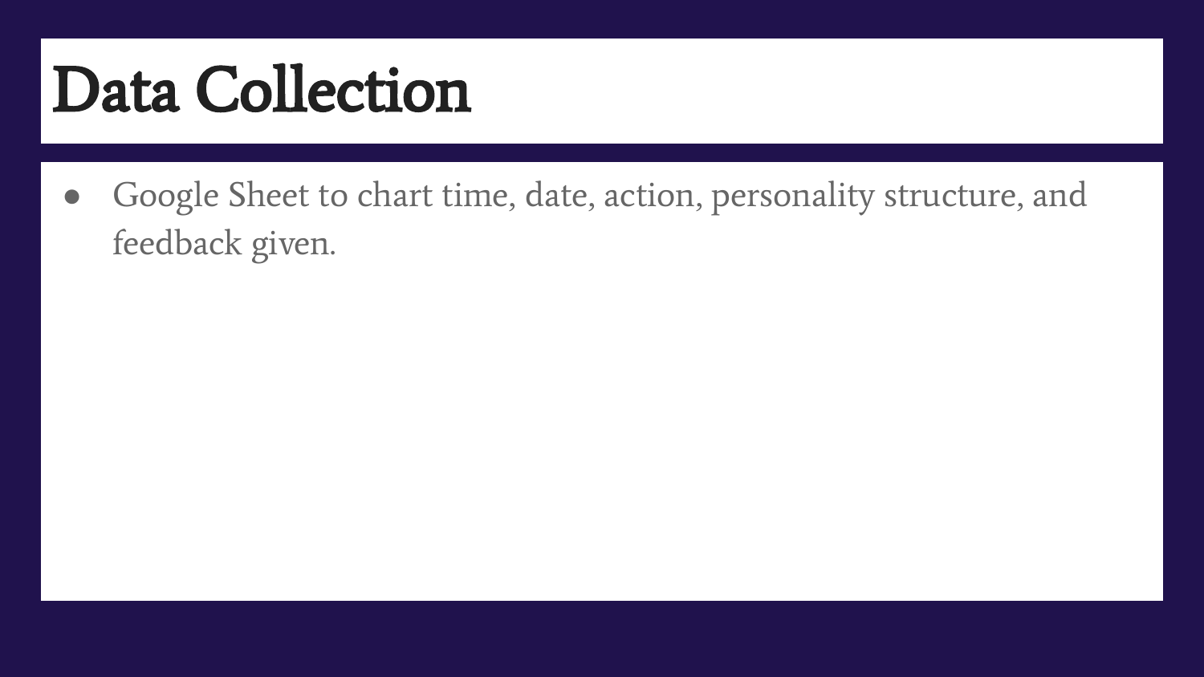# Data Collection

- Google Sheet to chart time, date, action, personality structure, and feedback given.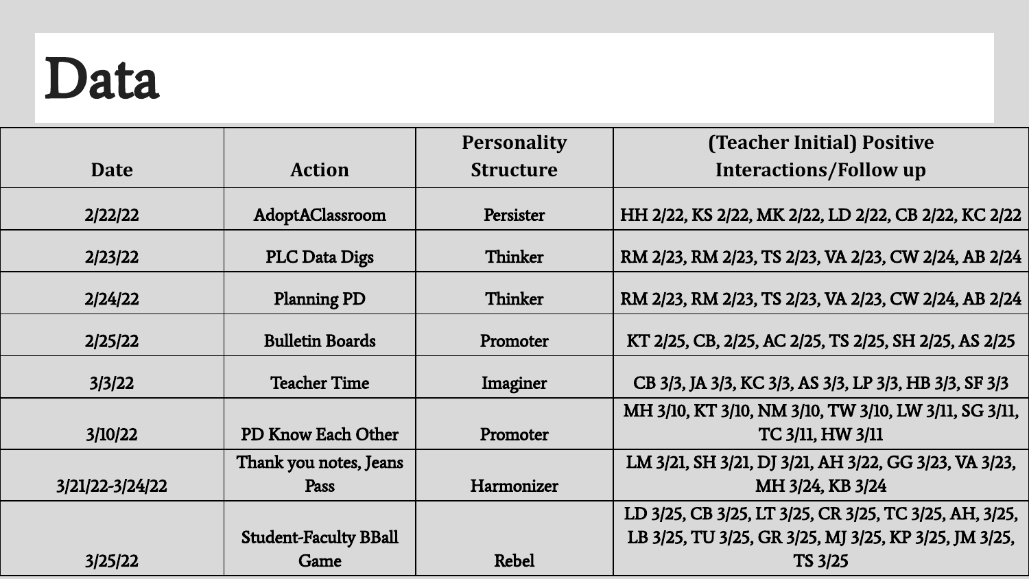# Data

| Date | Action | Personality Structure | (Teacher Initial) Positive Interactions/Follow up |
|---|---|---|---|
| 2/22/22 | AdoptAClassroom | Persister | HH 2/22, KS 2/22, MK 2/22, LD 2/22, CB 2/22, KC 2/22 |
| 2/23/22 | PLC Data Digs | Thinker | RM 2/23, RM 2/23, TS 2/23, VA 2/23, CW 2/24, AB 2/24 |
| 2/24/22 | Planning PD | Thinker | RM 2/23, RM 2/23, TS 2/23, VA 2/23, CW 2/24, AB 2/24 |
| 2/25/22 | Bulletin Boards | Promoter | KT 2/25, CB, 2/25, AC 2/25, TS 2/25, SH 2/25, AS 2/25 |
| 3/3/22 | Teacher Time | Imaginer | CB 3/3, JA 3/3, KC 3/3, AS 3/3, LP 3/3, HB 3/3, SF 3/3 |
| 3/10/22 | PD Know Each Other | Promoter | MH 3/10, KT 3/10, NM 3/10, TW 3/10, LW 3/11, SG 3/11, TC 3/11, HW 3/11 |
| 3/21/22-3/24/22 | Thank you notes, Jeans Pass | Harmonizer | LM 3/21, SH 3/21, DJ 3/21, AH 3/22, GG 3/23, VA 3/23, MH 3/24, KB 3/24 |
| 3/25/22 | Student-Faculty BBall Game | Rebel | LD 3/25, CB 3/25, LT 3/25, CR 3/25, TC 3/25, AH, 3/25, LB 3/25, TU 3/25, GR 3/25, MJ 3/25, KP 3/25, JM 3/25, TS 3/25 |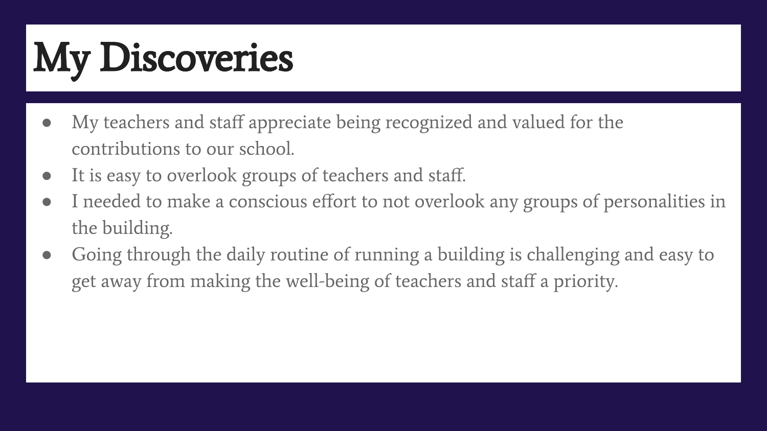# My Discoveries

- My teachers and staff appreciate being recognized and valued for the contributions to our school.
- It is easy to overlook groups of teachers and staff.
- I needed to make a conscious effort to not overlook any groups of personalities in the building.
- Going through the daily routine of running a building is challenging and easy to get away from making the well-being of teachers and staff a priority.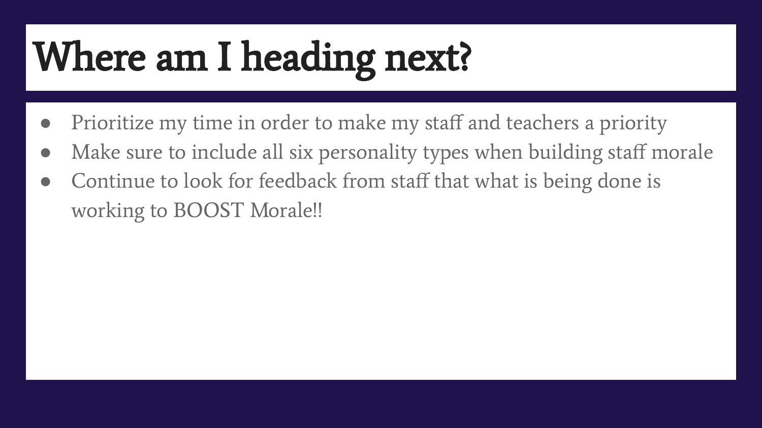# Where am I heading next?

- Prioritize my time in order to make my staff and teachers a priority
- Make sure to include all six personality types when building staff morale
- Continue to look for feedback from staff that what is being done is working to BOOST Morale!!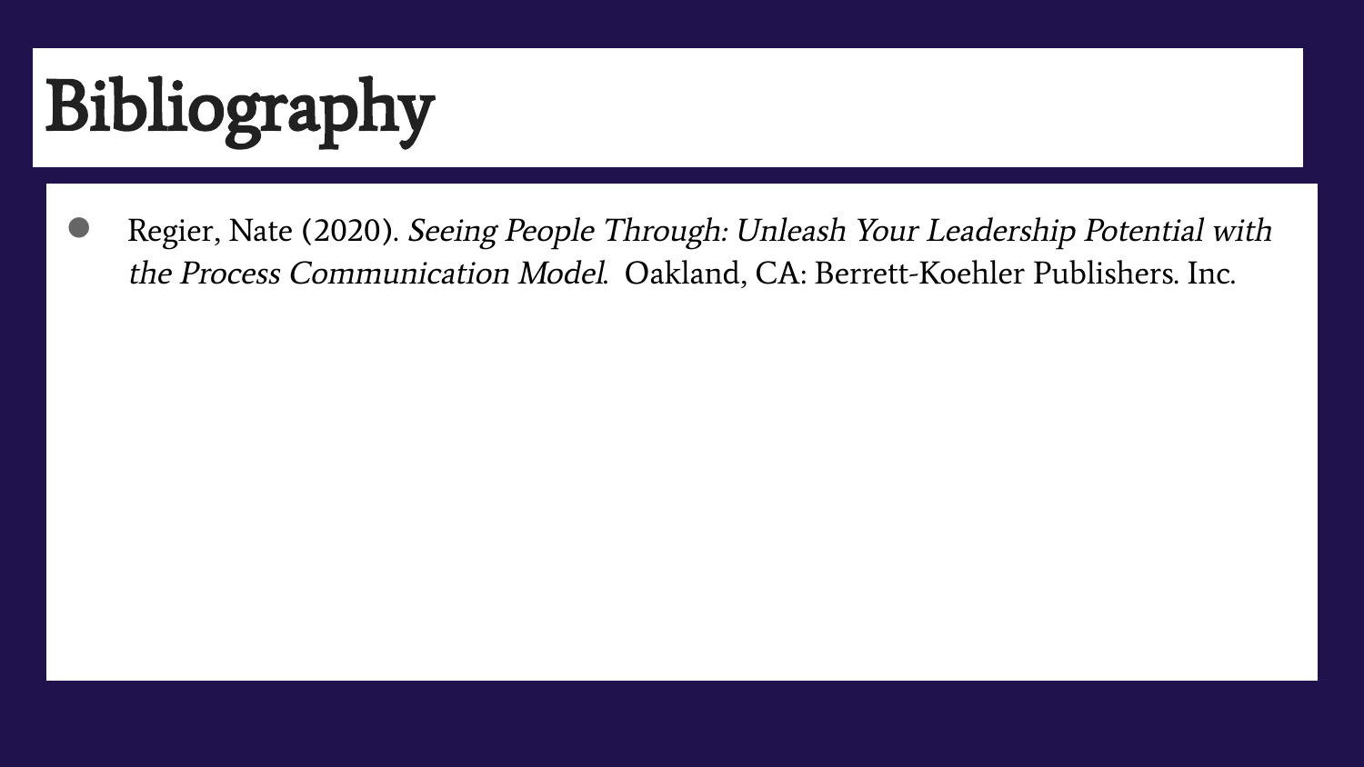# Bibliography

- Regier, Nate (2020). *Seeing People Through: Unleash Your Leadership Potential with the Process Communication Model*. Oakland, CA: Berrett-Koehler Publishers. Inc.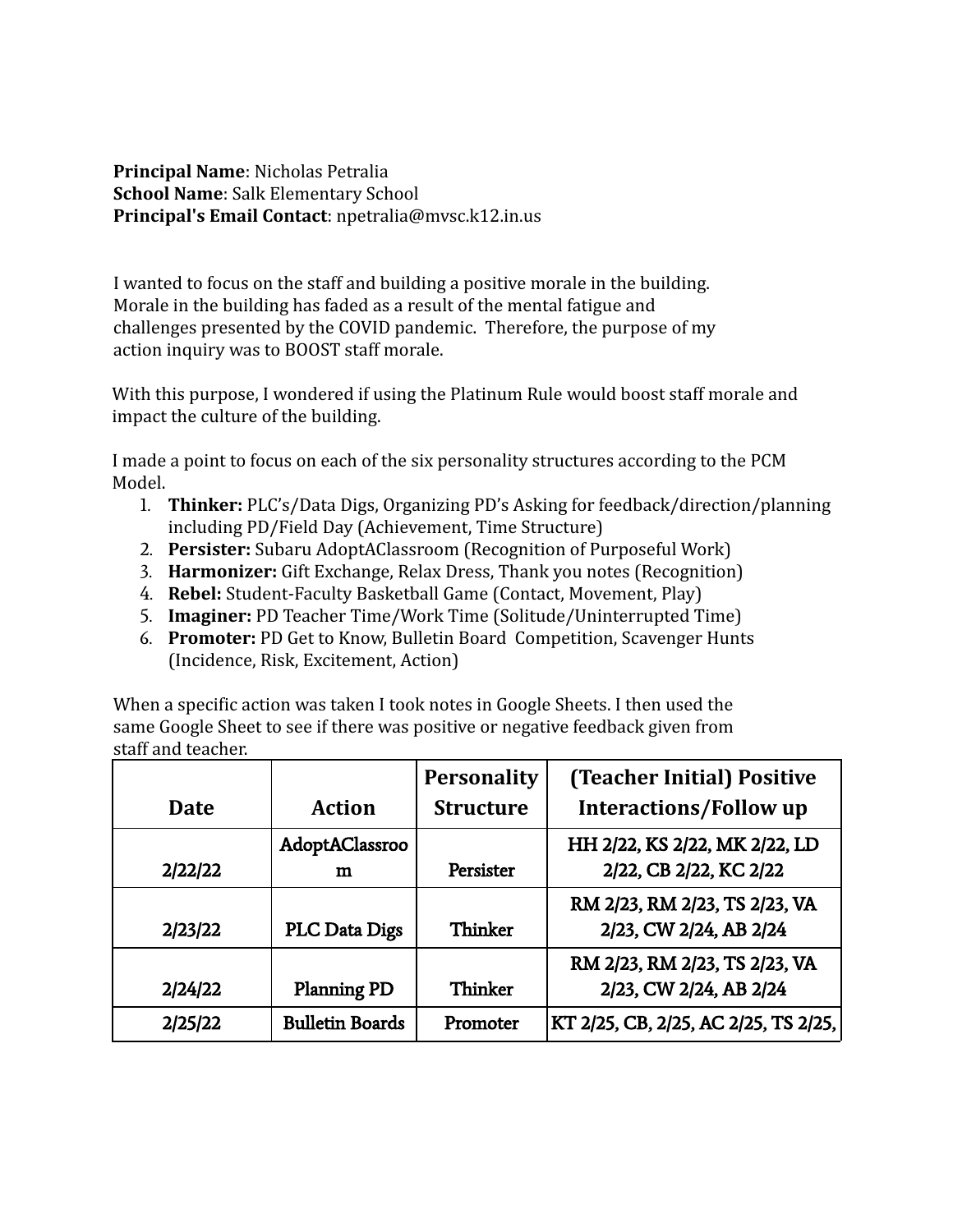**Principal Name**: Nicholas Petralia
**School Name**: Salk Elementary School
**Principal's Email Contact**: npetralia@mvsc.k12.in.us

I wanted to focus on the staff and building a positive morale in the building. Morale in the building has faded as a result of the mental fatigue and challenges presented by the COVID pandemic. Therefore, the purpose of my action inquiry was to BOOST staff morale.

With this purpose, I wondered if using the Platinum Rule would boost staff morale and impact the culture of the building.

I made a point to focus on each of the six personality structures according to the PCM Model.

1. **Thinker:** PLC's/Data Digs, Organizing PD's Asking for feedback/direction/planning including PD/Field Day (Achievement, Time Structure)
2. **Persister:** Subaru AdoptAClassroom (Recognition of Purposeful Work)
3. **Harmonizer:** Gift Exchange, Relax Dress, Thank you notes (Recognition)
4. **Rebel:** Student-Faculty Basketball Game (Contact, Movement, Play)
5. **Imaginer:** PD Teacher Time/Work Time (Solitude/Uninterrupted Time)
6. **Promoter:** PD Get to Know, Bulletin Board Competition, Scavenger Hunts (Incidence, Risk, Excitement, Action)

When a specific action was taken I took notes in Google Sheets. I then used the same Google Sheet to see if there was positive or negative feedback given from staff and teacher.

| Date | Action | Personality Structure | (Teacher Initial) Positive Interactions/Follow up |
|---|---|---|---|
| 2/22/22 | AdoptAClassroom | Persister | HH 2/22, KS 2/22, MK 2/22, LD 2/22, CB 2/22, KC 2/22 |
| 2/23/22 | PLC Data Digs | Thinker | RM 2/23, RM 2/23, TS 2/23, VA 2/23, CW 2/24, AB 2/24 |
| 2/24/22 | Planning PD | Thinker | RM 2/23, RM 2/23, TS 2/23, VA 2/23, CW 2/24, AB 2/24 |
| 2/25/22 | Bulletin Boards | Promoter | KT 2/25, CB, 2/25, AC 2/25, TS 2/25, |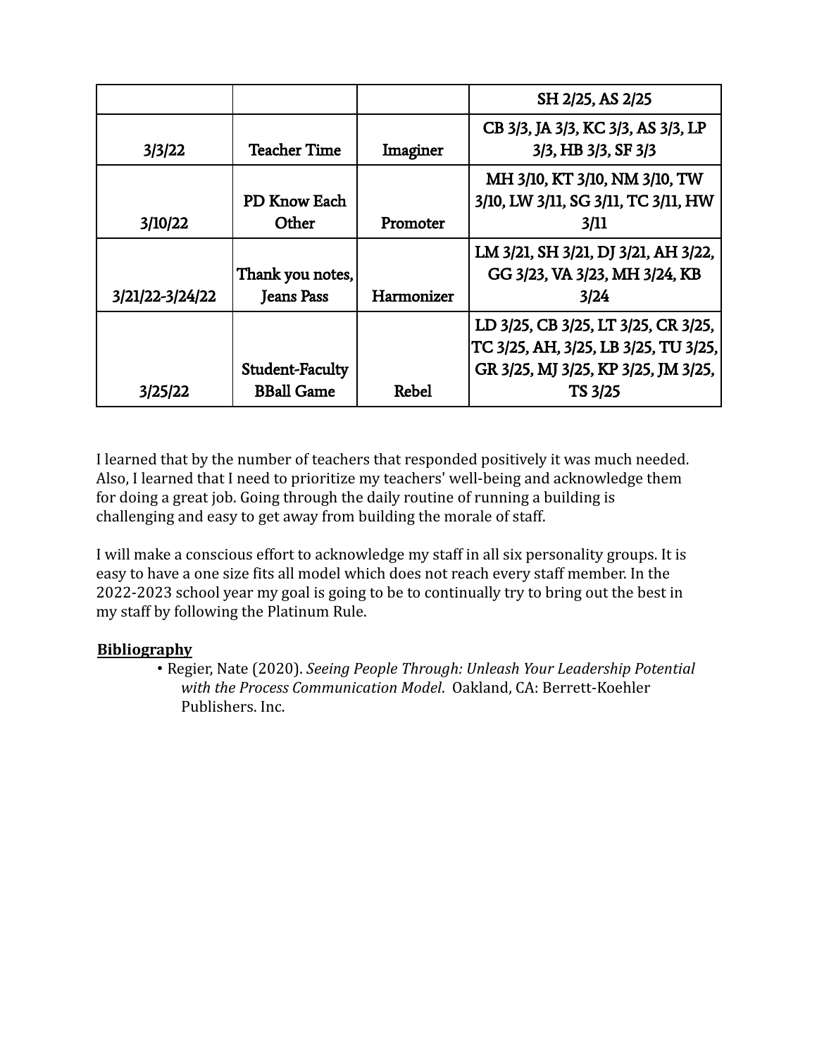| | | | |
|---|---|---|---|
| | | | SH 2/25, AS 2/25 |
| 3/3/22 | Teacher Time | Imaginer | CB 3/3, JA 3/3, KC 3/3, AS 3/3, LP 3/3, HB 3/3, SF 3/3 |
| 3/10/22 | PD Know Each Other | Promoter | MH 3/10, KT 3/10, NM 3/10, TW 3/10, LW 3/11, SG 3/11, TC 3/11, HW 3/11 |
| 3/21/22-3/24/22 | Thank you notes, Jeans Pass | Harmonizer | LM 3/21, SH 3/21, DJ 3/21, AH 3/22, GG 3/23, VA 3/23, MH 3/24, KB 3/24 |
| 3/25/22 | Student-Faculty BBall Game | Rebel | LD 3/25, CB 3/25, LT 3/25, CR 3/25, TC 3/25, AH, 3/25, LB 3/25, TU 3/25, GR 3/25, MJ 3/25, KP 3/25, JM 3/25, TS 3/25 |

I learned that by the number of teachers that responded positively it was much needed. Also, I learned that I need to prioritize my teachers' well-being and acknowledge them for doing a great job. Going through the daily routine of running a building is challenging and easy to get away from building the morale of staff.

I will make a conscious effort to acknowledge my staff in all six personality groups. It is easy to have a one size fits all model which does not reach every staff member. In the 2022-2023 school year my goal is going to be to continually try to bring out the best in my staff by following the Platinum Rule.

**Bibliography**

- Regier, Nate (2020). *Seeing People Through: Unleash Your Leadership Potential with the Process Communication Model*. Oakland, CA: Berrett-Koehler Publishers. Inc.